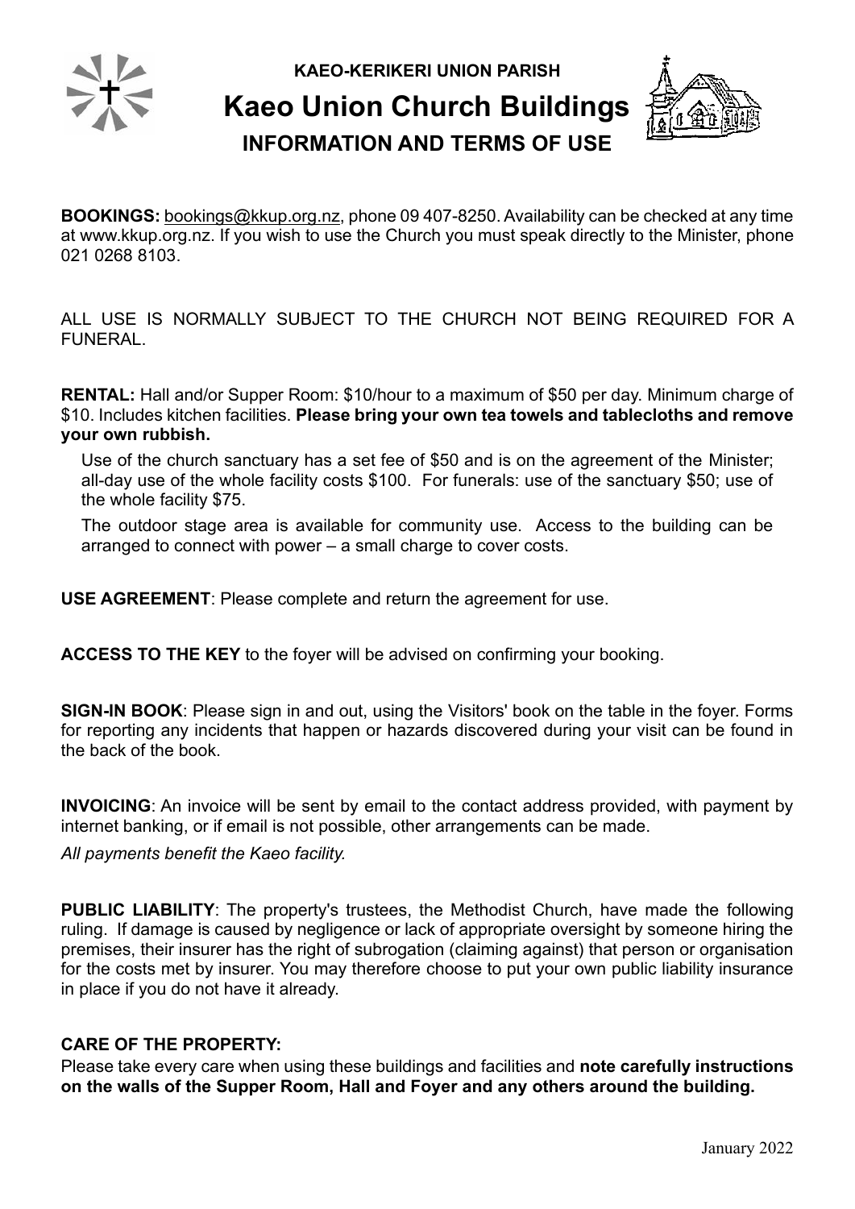**KAEO-KERIKERI UNION PARISH**

# Kaeo Union Church Buildings

## INFORMATION AND TERMS OF USE

**BOOKINGS:** bookings@kkup.org.nz, phone 09 407-8250. Availability can be checked at any time at www.kkup.org.nz. If you wish to use the Church you must speak directly to the Minister, phone 021 0268 8103.

ALL USE IS NORMALLY SUBJECT TO THE CHURCH NOT BEING REQUIRED FOR A FUNERAL.

**RENTAL:** Hall and/or Supper Room: $10/hour to a maximum of $50 per day. Minimum charge of $10. Includes kitchen facilities. **Please bring your own tea towels and tablecloths and remove your own rubbish.**

Use of the church sanctuary has a set fee of $50 and is on the agreement of the Minister; all-day use of the whole facility costs $100. For funerals: use of the sanctuary $50; use of the whole facility $75.

The outdoor stage area is available for community use. Access to the building can be arranged to connect with power – a small charge to cover costs.

**USE AGREEMENT**: Please complete and return the agreement for use.

**ACCESS TO THE KEY** to the foyer will be advised on confirming your booking.

**SIGN-IN BOOK**: Please sign in and out, using the Visitors' book on the table in the foyer. Forms for reporting any incidents that happen or hazards discovered during your visit can be found in the back of the book.

**INVOICING**: An invoice will be sent by email to the contact address provided, with payment by internet banking, or if email is not possible, other arrangements can be made.

*All payments benefit the Kaeo facility.*

**PUBLIC LIABILITY**: The property's trustees, the Methodist Church, have made the following ruling. If damage is caused by negligence or lack of appropriate oversight by someone hiring the premises, their insurer has the right of subrogation (claiming against) that person or organisation for the costs met by insurer. You may therefore choose to put your own public liability insurance in place if you do not have it already.

**CARE OF THE PROPERTY:**

Please take every care when using these buildings and facilities and **note carefully instructions on the walls of the Supper Room, Hall and Foyer and any others around the building.**

January 2022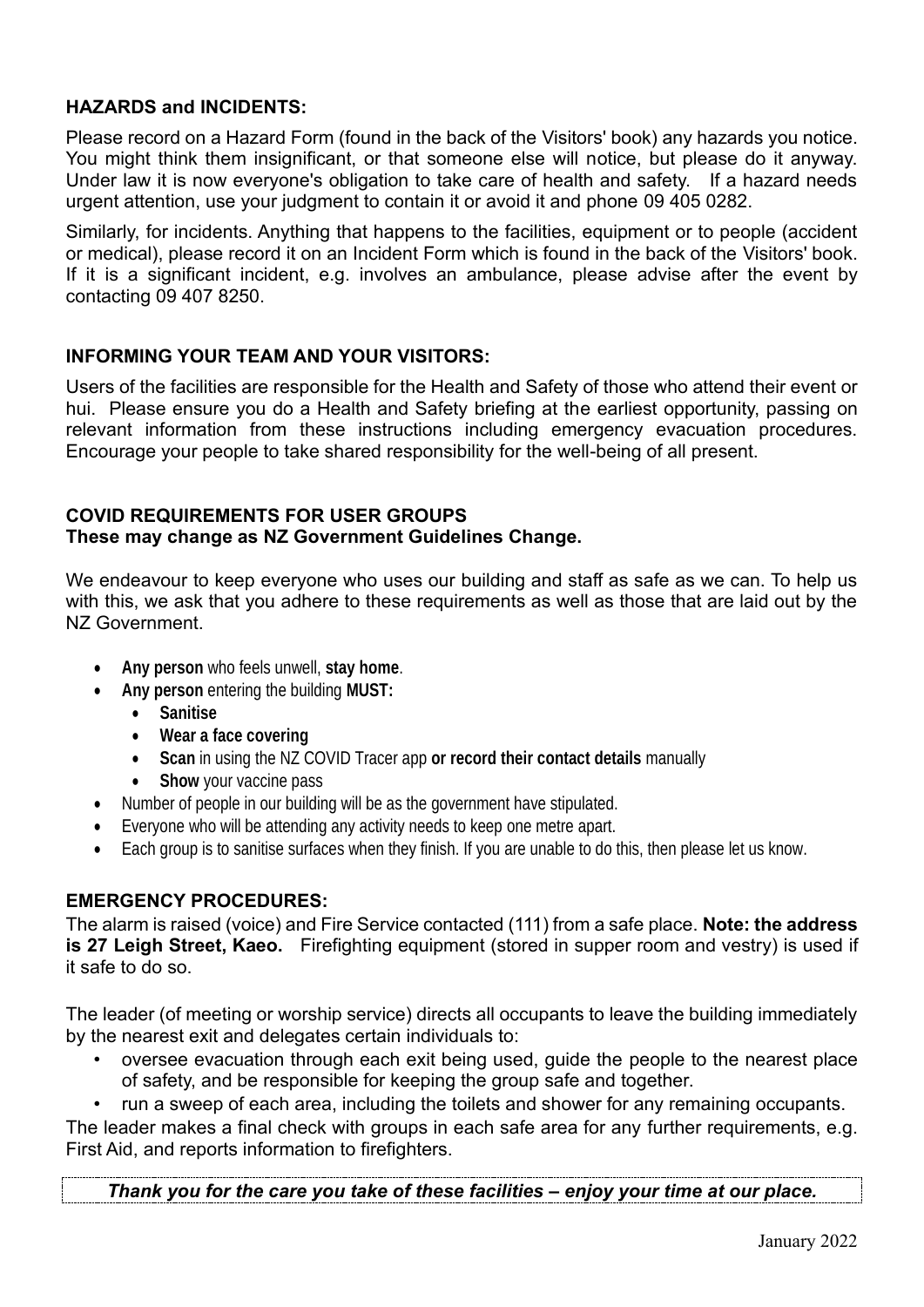## HAZARDS and INCIDENTS:

Please record on a Hazard Form (found in the back of the Visitors' book) any hazards you notice. You might think them insignificant, or that someone else will notice, but please do it anyway. Under law it is now everyone's obligation to take care of health and safety. If a hazard needs urgent attention, use your judgment to contain it or avoid it and phone 09 405 0282.

Similarly, for incidents. Anything that happens to the facilities, equipment or to people (accident or medical), please record it on an Incident Form which is found in the back of the Visitors' book. If it is a significant incident, e.g. involves an ambulance, please advise after the event by contacting 09 407 8250.

## INFORMING YOUR TEAM AND YOUR VISITORS:

Users of the facilities are responsible for the Health and Safety of those who attend their event or hui. Please ensure you do a Health and Safety briefing at the earliest opportunity, passing on relevant information from these instructions including emergency evacuation procedures. Encourage your people to take shared responsibility for the well-being of all present.

## COVID REQUIREMENTS FOR USER GROUPS

**These may change as NZ Government Guidelines Change.**

We endeavour to keep everyone who uses our building and staff as safe as we can. To help us with this, we ask that you adhere to these requirements as well as those that are laid out by the NZ Government.

- **Any person** who feels unwell, **stay home**.
- **Any person** entering the building **MUST:**
  - **Sanitise**
  - **Wear a face covering**
  - **Scan** in using the NZ COVID Tracer app **or record their contact details** manually
  - **Show** your vaccine pass
- Number of people in our building will be as the government have stipulated.
- Everyone who will be attending any activity needs to keep one metre apart.
- Each group is to sanitise surfaces when they finish. If you are unable to do this, then please let us know.

## EMERGENCY PROCEDURES:

The alarm is raised (voice) and Fire Service contacted (111) from a safe place. **Note: the address is 27 Leigh Street, Kaeo.** Firefighting equipment (stored in supper room and vestry) is used if it safe to do so.

The leader (of meeting or worship service) directs all occupants to leave the building immediately by the nearest exit and delegates certain individuals to:

- oversee evacuation through each exit being used, guide the people to the nearest place of safety, and be responsible for keeping the group safe and together.
- run a sweep of each area, including the toilets and shower for any remaining occupants.

The leader makes a final check with groups in each safe area for any further requirements, e.g. First Aid, and reports information to firefighters.

***Thank you for the care you take of these facilities – enjoy your time at our place.***

January 2022